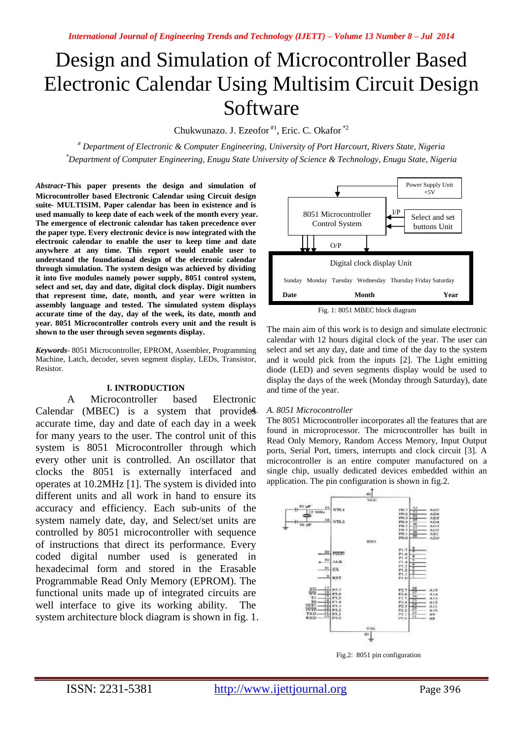# Design and Simulation of Microcontroller Based Electronic Calendar Using Multisim Circuit Design Software

Chukwunazo. J. Ezeofor[#1], Eric. C. Okafor[*2]

[#] *Department of Electronic & Computer Engineering, University of Port Harcourt, Rivers State, Nigeria*

[*] *Department of Computer Engineering, Enugu State University of Science & Technology, Enugu State, Nigeria*

***Abstract*-This paper presents the design and simulation of Microcontroller based Electronic Calendar using Circuit design suite- MULTISIM. Paper calendar has been in existence and is used manually to keep date of each week of the month every year. The emergence of electronic calendar has taken precedence over the paper type. Every electronic device is now integrated with the electronic calendar to enable the user to keep time and date anywhere at any time. This report would enable user to understand the foundational design of the electronic calendar through simulation. The system design was achieved by dividing it into five modules namely power supply, 8051 control system, select and set, day and date, digital clock display. Digit numbers that represent time, date, month, and year were written in assembly language and tested. The simulated system displays accurate time of the day, day of the week, its date, month and year. 8051 Microcontroller controls every unit and the result is shown to the user through seven segments display.**

***Keywords*-** 8051 Microcontroller, EPROM, Assembler, Programming Machine, Latch, decoder, seven segment display, LEDs, Transistor, Resistor.

## I. INTRODUCTION

A Microcontroller based Electronic Calendar (MBEC) is a system that provides accurate time, day and date of each day in a week for many years to the user. The control unit of this system is 8051 Microcontroller through which every other unit is controlled. An oscillator that clocks the 8051 is externally interfaced and operates at 10.2MHz [1]. The system is divided into different units and all work in hand to ensure its accuracy and efficiency. Each sub-units of the system namely date, day, and Select/set units are controlled by 8051 microcontroller with sequence of instructions that direct its performance. Every coded digital number used is generated in hexadecimal form and stored in the Erasable Programmable Read Only Memory (EPROM). The functional units made up of integrated circuits are well interface to give its working ability. The system architecture block diagram is shown in fig. 1.

Power Supply Unit +5V

8051 Microcontroller Control System

I/P

Select and set buttons Unit

O/P

Digital clock display Unit

Sunday Monday Tuesday Wednesday Thursday Friday Saturday

Date Month Year

Fig. 1: 8051 MBEC block diagram

The main aim of this work is to design and simulate electronic calendar with 12 hours digital clock of the year. The user can select and set any day, date and time of the day to the system and it would pick from the inputs [2]. The Light emitting diode (LED) and seven segments display would be used to display the days of the week (Monday through Saturday), date and time of the year.

### A. 8051 Microcontroller

The 8051 Microcontroller incorporates all the features that are found in microprocessor. The microcontroller has built in Read Only Memory, Random Access Memory, Input Output ports, Serial Port, timers, interrupts and clock circuit [3]. A microcontroller is an entire computer manufactured on a single chip, usually dedicated devices embedded within an application. The pin configuration is shown in fig.2.

Fig.2: 8051 pin configuration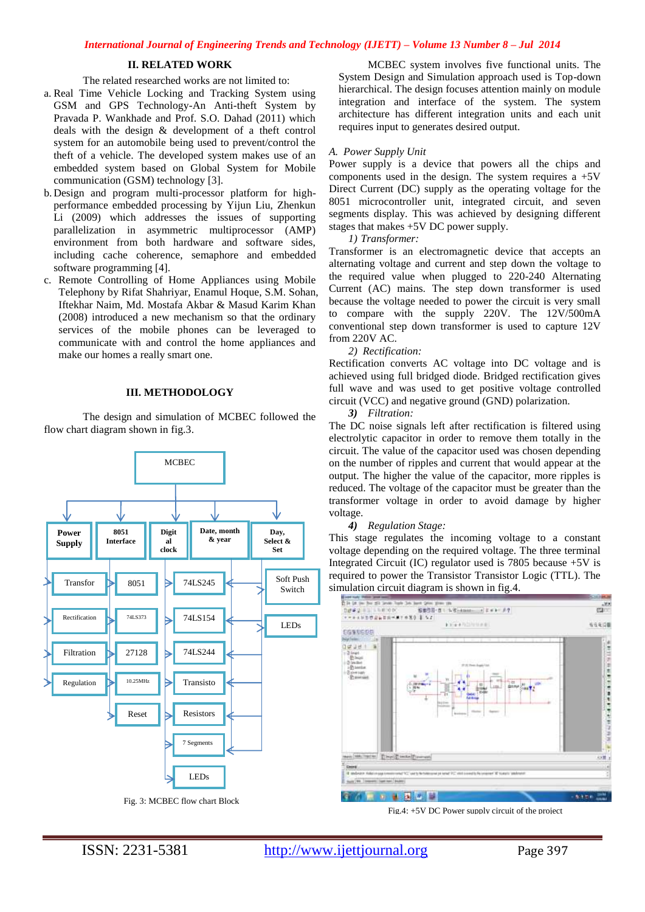## II. RELATED WORK

The related researched works are not limited to:

a. Real Time Vehicle Locking and Tracking System using GSM and GPS Technology-An Anti-theft System by Pravada P. Wankhade and Prof. S.O. Dahad (2011) which deals with the design & development of a theft control system for an automobile being used to prevent/control the theft of a vehicle. The developed system makes use of an embedded system based on Global System for Mobile communication (GSM) technology [3].
b. Design and program multi-processor platform for high-performance embedded processing by Yijun Liu, Zhenkun Li (2009) which addresses the issues of supporting parallelization in asymmetric multiprocessor (AMP) environment from both hardware and software sides, including cache coherence, semaphore and embedded software programming [4].
c. Remote Controlling of Home Appliances using Mobile Telephony by Rifat Shahriyar, Enamul Hoque, S.M. Sohan, Iftekhar Naim, Md. Mostafa Akbar & Masud Karim Khan (2008) introduced a new mechanism so that the ordinary services of the mobile phones can be leveraged to communicate with and control the home appliances and make our homes a really smart one.

## III. METHODOLOGY

The design and simulation of MCBEC followed the flow chart diagram shown in fig.3.

Fig. 3: MCBEC flow chart Block

MCBEC system involves five functional units. The System Design and Simulation approach used is Top-down hierarchical. The design focuses attention mainly on module integration and interface of the system. The system architecture has different integration units and each unit requires input to generates desired output.

### *A. Power Supply Unit*

Power supply is a device that powers all the chips and components used in the design. The system requires a +5V Direct Current (DC) supply as the operating voltage for the 8051 microcontroller unit, integrated circuit, and seven segments display. This was achieved by designing different stages that makes +5V DC power supply.

*1) Transformer:*

Transformer is an electromagnetic device that accepts an alternating voltage and current and step down the voltage to the required value when plugged to 220-240 Alternating Current (AC) mains. The step down transformer is used because the voltage needed to power the circuit is very small to compare with the supply 220V. The 12V/500mA conventional step down transformer is used to capture 12V from 220V AC.

*2) Rectification:*

Rectification converts AC voltage into DC voltage and is achieved using full bridged diode. Bridged rectification gives full wave and was used to get positive voltage controlled circuit (VCC) and negative ground (GND) polarization.

***3)*** *Filtration:*

The DC noise signals left after rectification is filtered using electrolytic capacitor in order to remove them totally in the circuit. The value of the capacitor used was chosen depending on the number of ripples and current that would appear at the output. The higher the value of the capacitor, more ripples is reduced. The voltage of the capacitor must be greater than the transformer voltage in order to avoid damage by higher voltage.

***4)*** *Regulation Stage:*

This stage regulates the incoming voltage to a constant voltage depending on the required voltage. The three terminal Integrated Circuit (IC) regulator used is 7805 because +5V is required to power the Transistor Transistor Logic (TTL). The simulation circuit diagram is shown in fig.4.

Fig.4: +5V DC Power supply circuit of the project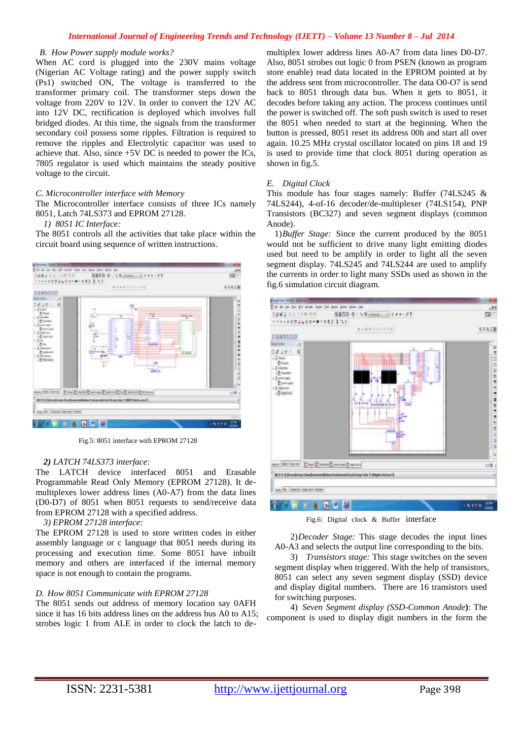### B. How Power supply module works?

When AC cord is plugged into the 230V mains voltage (Nigerian AC Voltage rating) and the power supply switch (Ps1) switched ON, The voltage is transferred to the transformer primary coil. The transformer steps down the voltage from 220V to 12V. In order to convert the 12V AC into 12V DC, rectification is deployed which involves full bridged diodes. At this time, the signals from the transformer secondary coil possess some ripples. Filtration is required to remove the ripples and Electrolytic capacitor was used to achieve that. Also, since +5V DC is needed to power the ICs, 7805 regulator is used which maintains the steady positive voltage to the circuit.

### C. Microcontroller interface with Memory

The Microcontroller interface consists of three ICs namely 8051, Latch 74LS373 and EPROM 27128.

*1) 8051 IC Interface:*

The 8051 controls all the activities that take place within the circuit board using sequence of written instructions.

Fig.5: 8051 interface with EPROM 27128

***2) LATCH 74LS373 interface:***

The LATCH device interfaced 8051 and Erasable Programmable Read Only Memory (EPROM 27128). It de-multiplexes lower address lines (A0-A7) from the data lines (D0-D7) of 8051 when 8051 requests to send/receive data from EPROM 27128 with a specified address.

*3) EPROM 27128 interface:*

The EPROM 27128 is used to store written codes in either assembly language or c language that 8051 needs during its processing and execution time. Some 8051 have inbuilt memory and others are interfaced if the internal memory space is not enough to contain the programs.

### D. How 8051 Communicate with EPROM 27128

The 8051 sends out address of memory location say 0AFH since it has 16 bits address lines on the address bus A0 to A15; strobes logic 1 from ALE in order to clock the latch to de-multiplex lower address lines A0-A7 from data lines D0-D7. Also, 8051 strobes out logic 0 from PSEN (known as program store enable) read data located in the EPROM pointed at by the address sent from microcontroller. The data O0-O7 is send back to 8051 through data bus. When it gets to 8051, it decodes before taking any action. The process continues until the power is switched off. The soft push switch is used to reset the 8051 when needed to start at the beginning. When the button is pressed, 8051 reset its address 00h and start all over again. 10.25 MHz crystal oscillator located on pins 18 and 19 is used to provide time that clock 8051 during operation as shown in fig.5.

### E. Digital Clock

This module has four stages namely: Buffer (74LS245 & 74LS244), 4-of-16 decoder/de-multiplexer (74LS154), PNP Transistors (BC327) and seven segment displays (common Anode).

1) *Buffer Stage:* Since the current produced by the 8051 would not be sufficient to drive many light emitting diodes used but need to be amplify in order to light all the seven segment display. 74LS245 and 74LS244 are used to amplify the currents in order to light many SSDs used as shown in the fig.6 simulation circuit diagram.

Fig.6: Digital clock & Buffer interface

2) *Decoder Stage:* This stage decodes the input lines A0-A3 and selects the output line corresponding to the bits.

3) *Transistors stage:* This stage switches on the seven segment display when triggered. With the help of transistors, 8051 can select any seven segment display (SSD) device and display digital numbers. There are 16 transistors used for switching purposes.

4) *Seven Segment display (SSD-Common Anode)*: The component is used to display digit numbers in the form the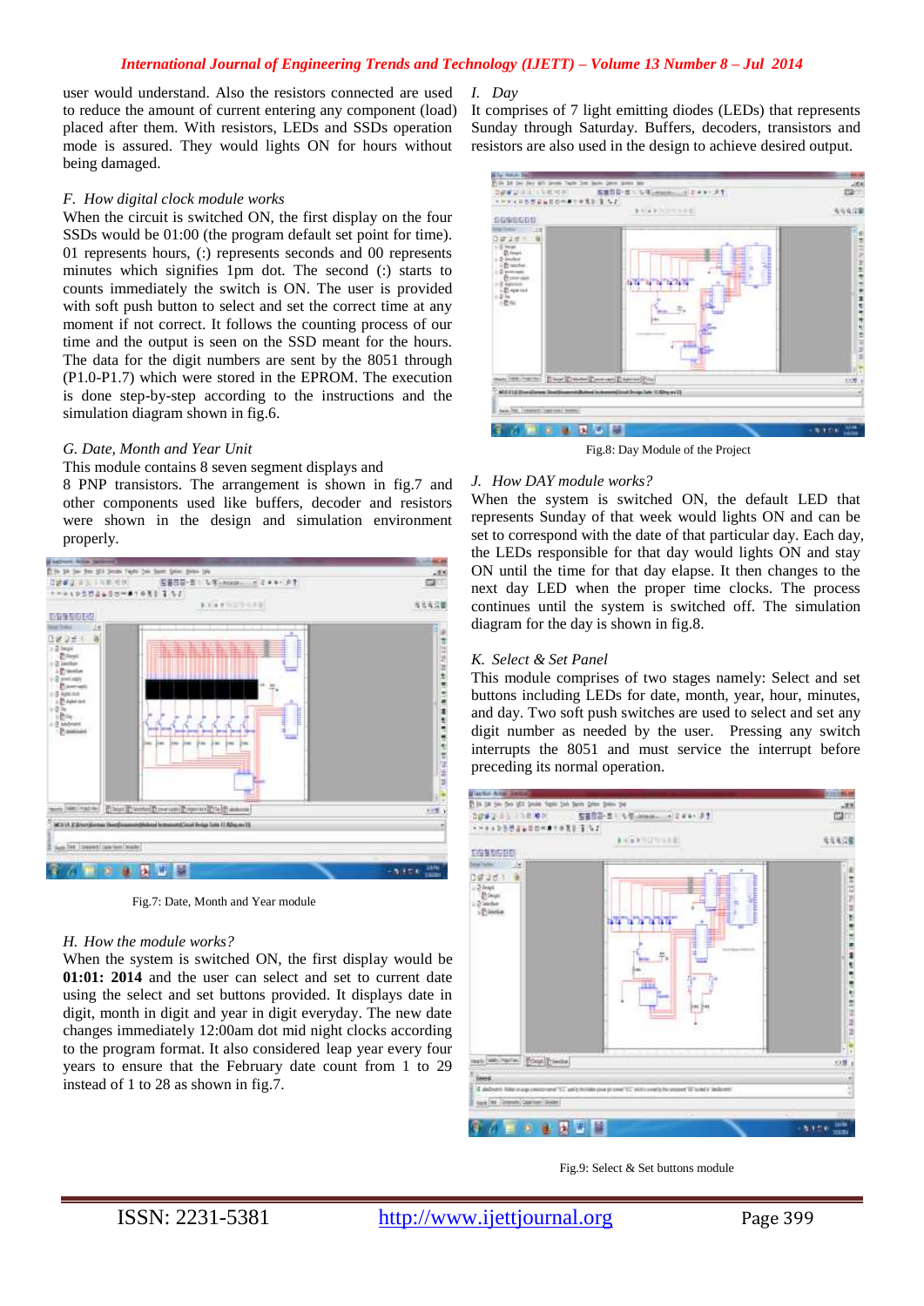user would understand. Also the resistors connected are used to reduce the amount of current entering any component (load) placed after them. With resistors, LEDs and SSDs operation mode is assured. They would lights ON for hours without being damaged.

### *F. How digital clock module works*

When the circuit is switched ON, the first display on the four SSDs would be 01:00 (the program default set point for time). 01 represents hours, (:) represents seconds and 00 represents minutes which signifies 1pm dot. The second (:) starts to counts immediately the switch is ON. The user is provided with soft push button to select and set the correct time at any moment if not correct. It follows the counting process of our time and the output is seen on the SSD meant for the hours. The data for the digit numbers are sent by the 8051 through (P1.0-P1.7) which were stored in the EPROM. The execution is done step-by-step according to the instructions and the simulation diagram shown in fig.6.

### *G. Date, Month and Year Unit*

This module contains 8 seven segment displays and 8 PNP transistors. The arrangement is shown in fig.7 and other components used like buffers, decoder and resistors were shown in the design and simulation environment properly.

Fig.7: Date, Month and Year module

### *H. How the module works?*

When the system is switched ON, the first display would be **01:01: 2014** and the user can select and set to current date using the select and set buttons provided. It displays date in digit, month in digit and year in digit everyday. The new date changes immediately 12:00am dot mid night clocks according to the program format. It also considered leap year every four years to ensure that the February date count from 1 to 29 instead of 1 to 28 as shown in fig.7.

### *I. Day*

It comprises of 7 light emitting diodes (LEDs) that represents Sunday through Saturday. Buffers, decoders, transistors and resistors are also used in the design to achieve desired output.

Fig.8: Day Module of the Project

### *J. How DAY module works?*

When the system is switched ON, the default LED that represents Sunday of that week would lights ON and can be set to correspond with the date of that particular day. Each day, the LEDs responsible for that day would lights ON and stay ON until the time for that day elapse. It then changes to the next day LED when the proper time clocks. The process continues until the system is switched off. The simulation diagram for the day is shown in fig.8.

### *K. Select & Set Panel*

This module comprises of two stages namely: Select and set buttons including LEDs for date, month, year, hour, minutes, and day. Two soft push switches are used to select and set any digit number as needed by the user. Pressing any switch interrupts the 8051 and must service the interrupt before preceding its normal operation.

Fig.9: Select & Set buttons module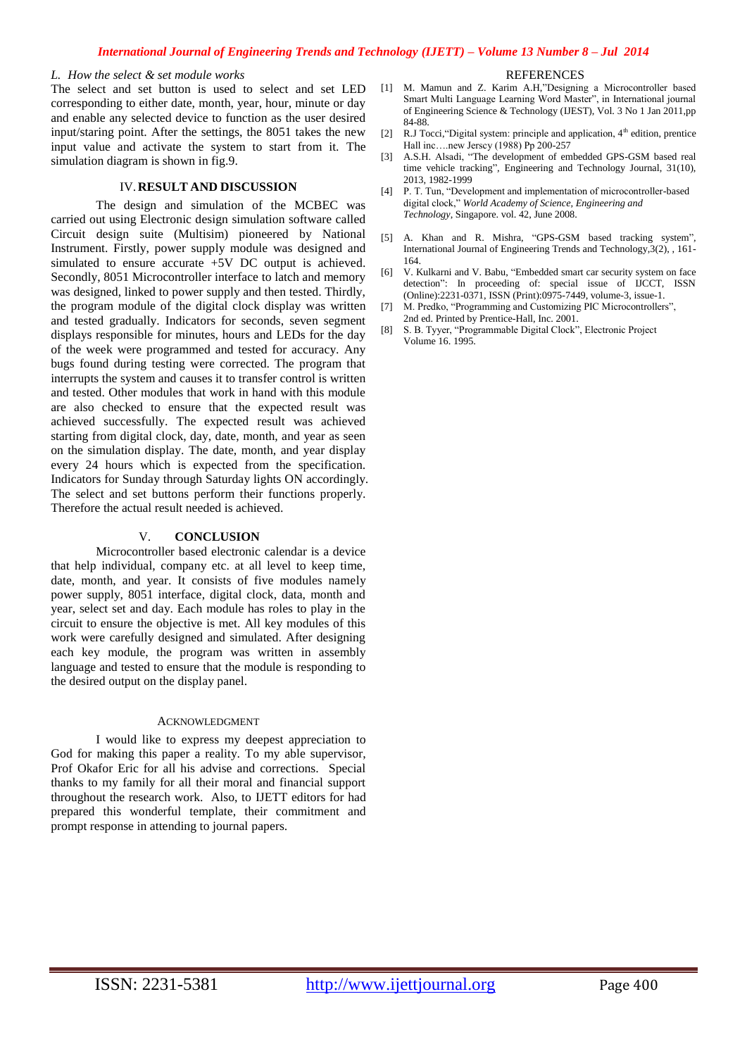### L. How the select & set module works

The select and set button is used to select and set LED corresponding to either date, month, year, hour, minute or day and enable any selected device to function as the user desired input/staring point. After the settings, the 8051 takes the new input value and activate the system to start from it. The simulation diagram is shown in fig.9.

## IV. RESULT AND DISCUSSION

The design and simulation of the MCBEC was carried out using Electronic design simulation software called Circuit design suite (Multisim) pioneered by National Instrument. Firstly, power supply module was designed and simulated to ensure accurate +5V DC output is achieved. Secondly, 8051 Microcontroller interface to latch and memory was designed, linked to power supply and then tested. Thirdly, the program module of the digital clock display was written and tested gradually. Indicators for seconds, seven segment displays responsible for minutes, hours and LEDs for the day of the week were programmed and tested for accuracy. Any bugs found during testing were corrected. The program that interrupts the system and causes it to transfer control is written and tested. Other modules that work in hand with this module are also checked to ensure that the expected result was achieved successfully. The expected result was achieved starting from digital clock, day, date, month, and year as seen on the simulation display. The date, month, and year display every 24 hours which is expected from the specification. Indicators for Sunday through Saturday lights ON accordingly. The select and set buttons perform their functions properly. Therefore the actual result needed is achieved.

## V. CONCLUSION

Microcontroller based electronic calendar is a device that help individual, company etc. at all level to keep time, date, month, and year. It consists of five modules namely power supply, 8051 interface, digital clock, data, month and year, select set and day. Each module has roles to play in the circuit to ensure the objective is met. All key modules of this work were carefully designed and simulated. After designing each key module, the program was written in assembly language and tested to ensure that the module is responding to the desired output on the display panel.

## ACKNOWLEDGMENT

I would like to express my deepest appreciation to God for making this paper a reality. To my able supervisor, Prof Okafor Eric for all his advise and corrections. Special thanks to my family for all their moral and financial support throughout the research work. Also, to IJETT editors for had prepared this wonderful template, their commitment and prompt response in attending to journal papers.

## REFERENCES

[1] M. Mamun and Z. Karim A.H,"Designing a Microcontroller based Smart Multi Language Learning Word Master", in International journal of Engineering Science & Technology (IJEST), Vol. 3 No 1 Jan 2011,pp 84-88.

[2] R.J Tocci,"Digital system: principle and application, 4th edition, prentice Hall inc….new Jerscy (1988) Pp 200-257

[3] A.S.H. Alsadi, "The development of embedded GPS-GSM based real time vehicle tracking", Engineering and Technology Journal, 31(10), 2013, 1982-1999

[4] P. T. Tun, "Development and implementation of microcontroller-based digital clock," *World Academy of Science, Engineering and Technology*, Singapore. vol. 42, June 2008.

[5] A. Khan and R. Mishra, "GPS-GSM based tracking system", International Journal of Engineering Trends and Technology,3(2), , 161-164.

[6] V. Kulkarni and V. Babu, "Embedded smart car security system on face detection": In proceeding of: special issue of IJCCT, ISSN (Online):2231-0371, ISSN (Print):0975-7449, volume-3, issue-1.

[7] M. Predko, "Programming and Customizing PIC Microcontrollers", 2nd ed. Printed by Prentice-Hall, Inc. 2001.

[8] S. B. Tyyer, "Programmable Digital Clock", Electronic Project Volume 16. 1995.